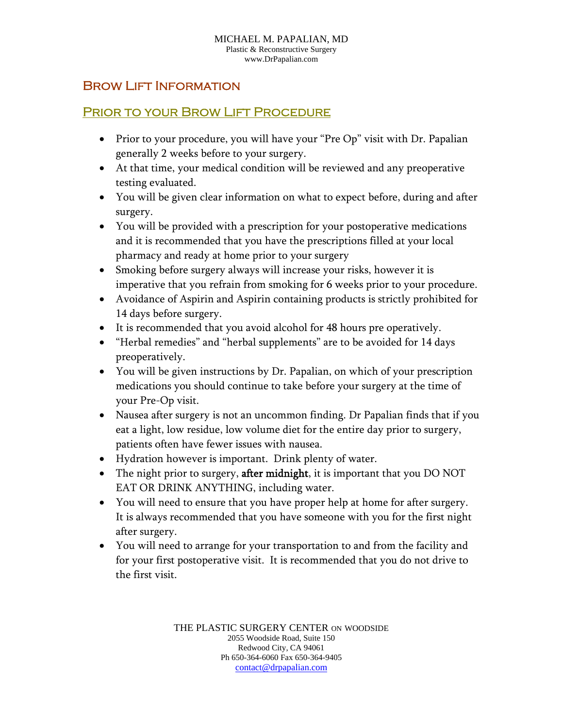MICHAEL M. PAPALIAN, MD
Plastic & Reconstructive Surgery
www.DrPapalian.com

# Brow Lift Information

## Prior to your Brow Lift Procedure

- Prior to your procedure, you will have your "Pre Op" visit with Dr. Papalian generally 2 weeks before to your surgery.
- At that time, your medical condition will be reviewed and any preoperative testing evaluated.
- You will be given clear information on what to expect before, during and after surgery.
- You will be provided with a prescription for your postoperative medications and it is recommended that you have the prescriptions filled at your local pharmacy and ready at home prior to your surgery
- Smoking before surgery always will increase your risks, however it is imperative that you refrain from smoking for 6 weeks prior to your procedure.
- Avoidance of Aspirin and Aspirin containing products is strictly prohibited for 14 days before surgery.
- It is recommended that you avoid alcohol for 48 hours pre operatively.
- "Herbal remedies" and "herbal supplements" are to be avoided for 14 days preoperatively.
- You will be given instructions by Dr. Papalian, on which of your prescription medications you should continue to take before your surgery at the time of your Pre-Op visit.
- Nausea after surgery is not an uncommon finding. Dr Papalian finds that if you eat a light, low residue, low volume diet for the entire day prior to surgery, patients often have fewer issues with nausea.
- Hydration however is important. Drink plenty of water.
- The night prior to surgery, **after midnight**, it is important that you DO NOT EAT OR DRINK ANYTHING, including water.
- You will need to ensure that you have proper help at home for after surgery. It is always recommended that you have someone with you for the first night after surgery.
- You will need to arrange for your transportation to and from the facility and for your first postoperative visit. It is recommended that you do not drive to the first visit.

THE PLASTIC SURGERY CENTER ON WOODSIDE
2055 Woodside Road, Suite 150
Redwood City, CA 94061
Ph 650-364-6060 Fax 650-364-9405
contact@drpapalian.com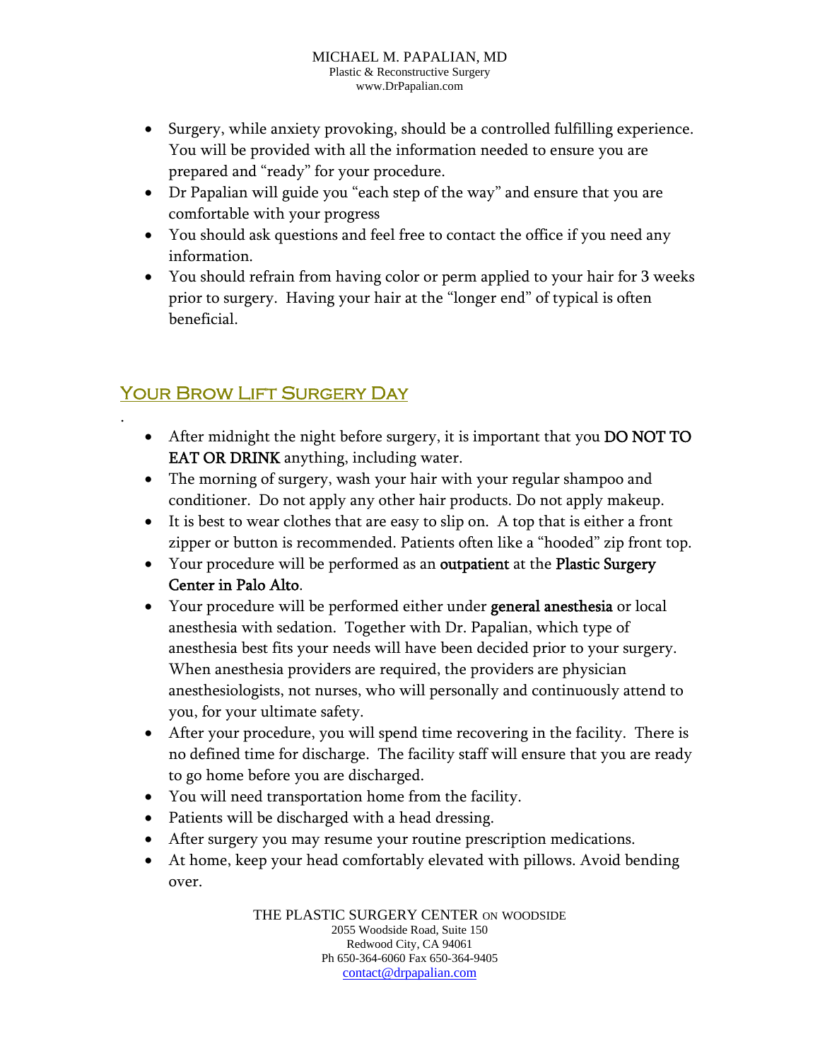- Surgery, while anxiety provoking, should be a controlled fulfilling experience. You will be provided with all the information needed to ensure you are prepared and "ready" for your procedure.
- Dr Papalian will guide you "each step of the way" and ensure that you are comfortable with your progress
- You should ask questions and feel free to contact the office if you need any information.
- You should refrain from having color or perm applied to your hair for 3 weeks prior to surgery. Having your hair at the "longer end" of typical is often beneficial.

## Your Brow Lift Surgery Day

.

- After midnight the night before surgery, it is important that you **DO NOT TO EAT OR DRINK** anything, including water.
- The morning of surgery, wash your hair with your regular shampoo and conditioner. Do not apply any other hair products. Do not apply makeup.
- It is best to wear clothes that are easy to slip on. A top that is either a front zipper or button is recommended. Patients often like a "hooded" zip front top.
- Your procedure will be performed as an **outpatient** at the **Plastic Surgery Center in Palo Alto**.
- Your procedure will be performed either under **general anesthesia** or local anesthesia with sedation. Together with Dr. Papalian, which type of anesthesia best fits your needs will have been decided prior to your surgery. When anesthesia providers are required, the providers are physician anesthesiologists, not nurses, who will personally and continuously attend to you, for your ultimate safety.
- After your procedure, you will spend time recovering in the facility. There is no defined time for discharge. The facility staff will ensure that you are ready to go home before you are discharged.
- You will need transportation home from the facility.
- Patients will be discharged with a head dressing.
- After surgery you may resume your routine prescription medications.
- At home, keep your head comfortably elevated with pillows. Avoid bending over.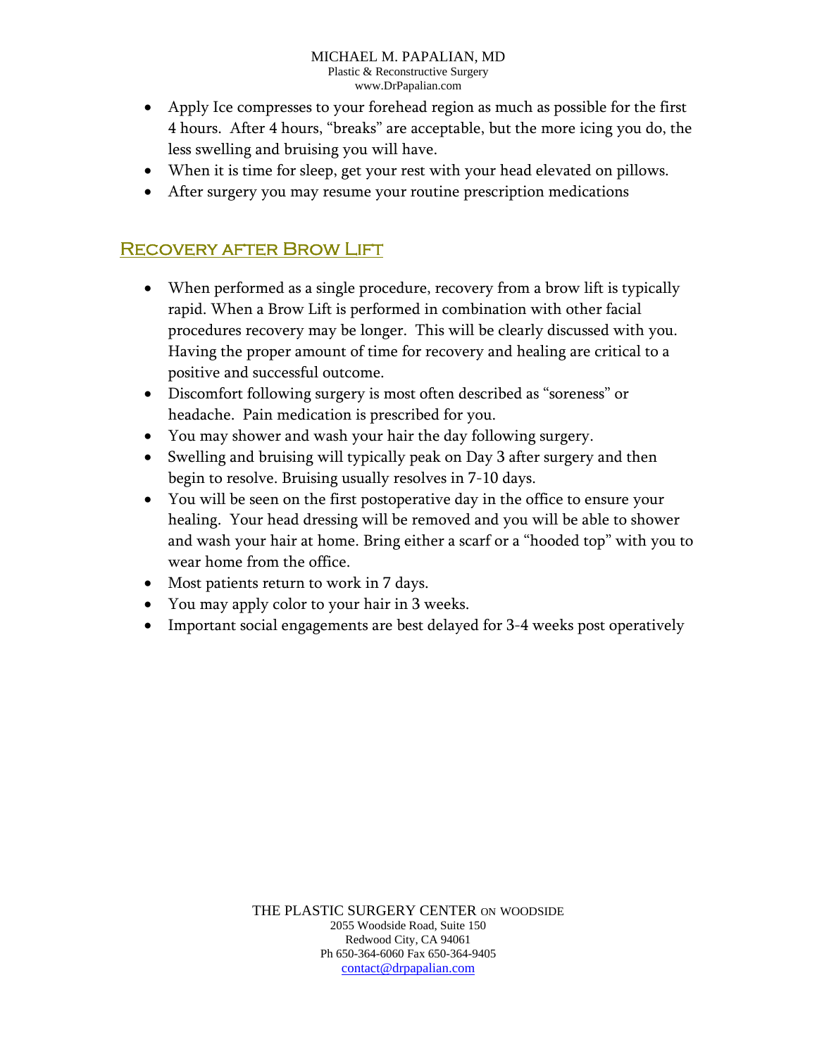- Apply Ice compresses to your forehead region as much as possible for the first 4 hours. After 4 hours, "breaks" are acceptable, but the more icing you do, the less swelling and bruising you will have.
- When it is time for sleep, get your rest with your head elevated on pillows.
- After surgery you may resume your routine prescription medications

## Recovery after Brow Lift

- When performed as a single procedure, recovery from a brow lift is typically rapid. When a Brow Lift is performed in combination with other facial procedures recovery may be longer. This will be clearly discussed with you. Having the proper amount of time for recovery and healing are critical to a positive and successful outcome.
- Discomfort following surgery is most often described as "soreness" or headache. Pain medication is prescribed for you.
- You may shower and wash your hair the day following surgery.
- Swelling and bruising will typically peak on Day 3 after surgery and then begin to resolve. Bruising usually resolves in 7-10 days.
- You will be seen on the first postoperative day in the office to ensure your healing. Your head dressing will be removed and you will be able to shower and wash your hair at home. Bring either a scarf or a "hooded top" with you to wear home from the office.
- Most patients return to work in 7 days.
- You may apply color to your hair in 3 weeks.
- Important social engagements are best delayed for 3-4 weeks post operatively